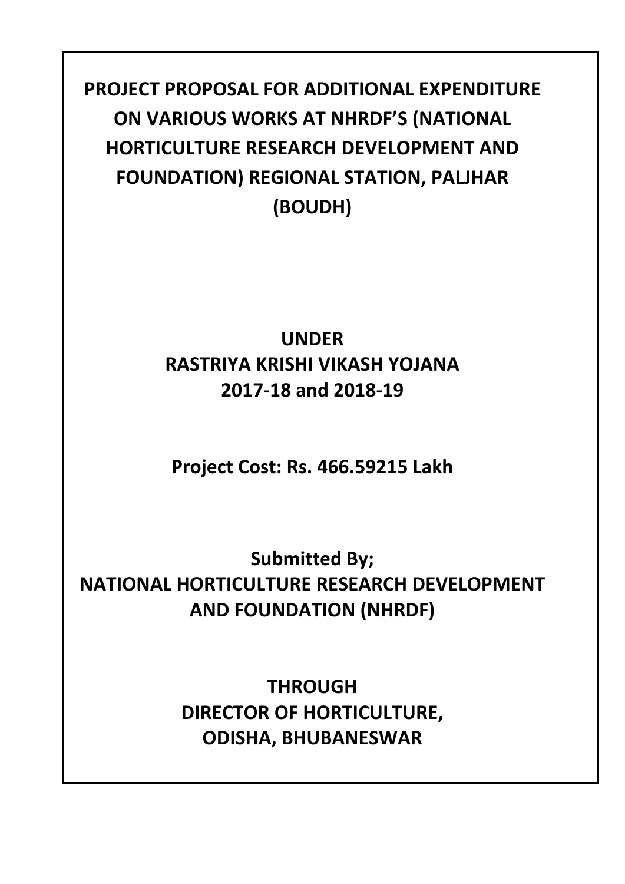# PROJECT PROPOSAL FOR ADDITIONAL EXPENDITURE ON VARIOUS WORKS AT NHRDF'S (NATIONAL HORTICULTURE RESEARCH DEVELOPMENT AND FOUNDATION) REGIONAL STATION, PALJHAR (BOUDH)

## UNDER
## RASTRIYA KRISHI VIKASH YOJANA
## 2017-18 and 2018-19

**Project Cost: Rs. 466.59215 Lakh**

**Submitted By;**
**NATIONAL HORTICULTURE RESEARCH DEVELOPMENT AND FOUNDATION (NHRDF)**

**THROUGH**
**DIRECTOR OF HORTICULTURE, ODISHA, BHUBANESWAR**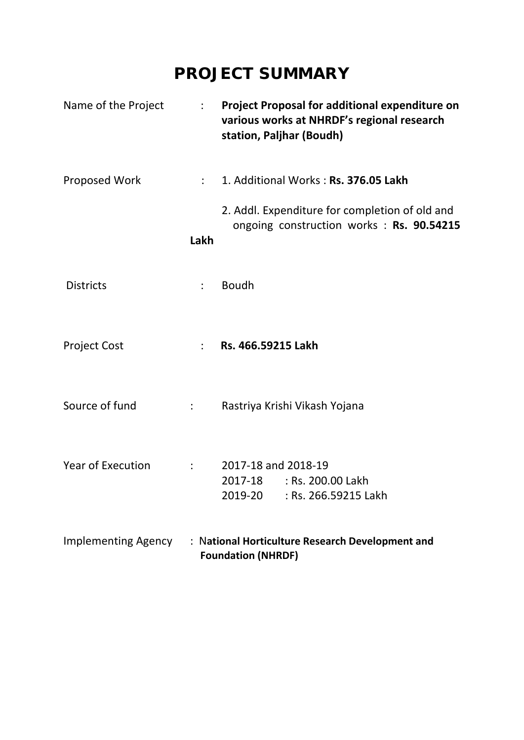# PROJECT SUMMARY

| | | |
|---|---|---|
| Name of the Project | : | **Project Proposal for additional expenditure on various works at NHRDF's regional research station, Paljhar (Boudh)** |
| Proposed Work | : | 1. Additional Works : **Rs. 376.05 Lakh**<br>2. Addl. Expenditure for completion of old and ongoing construction works : **Rs. 90.54215 Lakh** |
| Districts | : | Boudh |
| Project Cost | : | **Rs. 466.59215 Lakh** |
| Source of fund | : | Rastriya Krishi Vikash Yojana |
| Year of Execution | : | 2017-18 and 2018-19<br>2017-18 : Rs. 200.00 Lakh<br>2019-20 : Rs. 266.59215 Lakh |
| Implementing Agency | : | **National Horticulture Research Development and Foundation (NHRDF)** |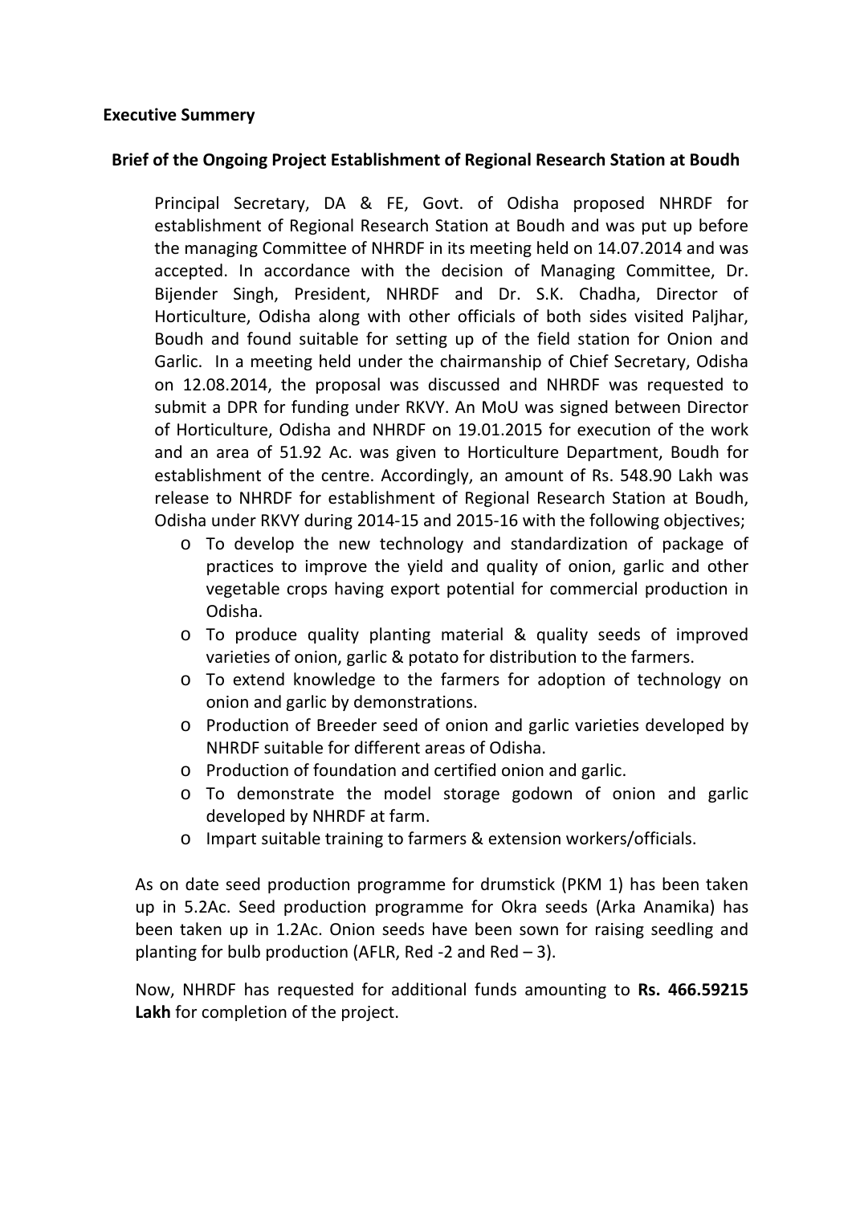**Executive Summery**

**Brief of the Ongoing Project Establishment of Regional Research Station at Boudh**

Principal Secretary, DA & FE, Govt. of Odisha proposed NHRDF for establishment of Regional Research Station at Boudh and was put up before the managing Committee of NHRDF in its meeting held on 14.07.2014 and was accepted. In accordance with the decision of Managing Committee, Dr. Bijender Singh, President, NHRDF and Dr. S.K. Chadha, Director of Horticulture, Odisha along with other officials of both sides visited Paljhar, Boudh and found suitable for setting up of the field station for Onion and Garlic. In a meeting held under the chairmanship of Chief Secretary, Odisha on 12.08.2014, the proposal was discussed and NHRDF was requested to submit a DPR for funding under RKVY. An MoU was signed between Director of Horticulture, Odisha and NHRDF on 19.01.2015 for execution of the work and an area of 51.92 Ac. was given to Horticulture Department, Boudh for establishment of the centre. Accordingly, an amount of Rs. 548.90 Lakh was release to NHRDF for establishment of Regional Research Station at Boudh, Odisha under RKVY during 2014-15 and 2015-16 with the following objectives;

- To develop the new technology and standardization of package of practices to improve the yield and quality of onion, garlic and other vegetable crops having export potential for commercial production in Odisha.
- To produce quality planting material & quality seeds of improved varieties of onion, garlic & potato for distribution to the farmers.
- To extend knowledge to the farmers for adoption of technology on onion and garlic by demonstrations.
- Production of Breeder seed of onion and garlic varieties developed by NHRDF suitable for different areas of Odisha.
- Production of foundation and certified onion and garlic.
- To demonstrate the model storage godown of onion and garlic developed by NHRDF at farm.
- Impart suitable training to farmers & extension workers/officials.

As on date seed production programme for drumstick (PKM 1) has been taken up in 5.2Ac. Seed production programme for Okra seeds (Arka Anamika) has been taken up in 1.2Ac. Onion seeds have been sown for raising seedling and planting for bulb production (AFLR, Red -2 and Red – 3).

Now, NHRDF has requested for additional funds amounting to **Rs. 466.59215 Lakh** for completion of the project.